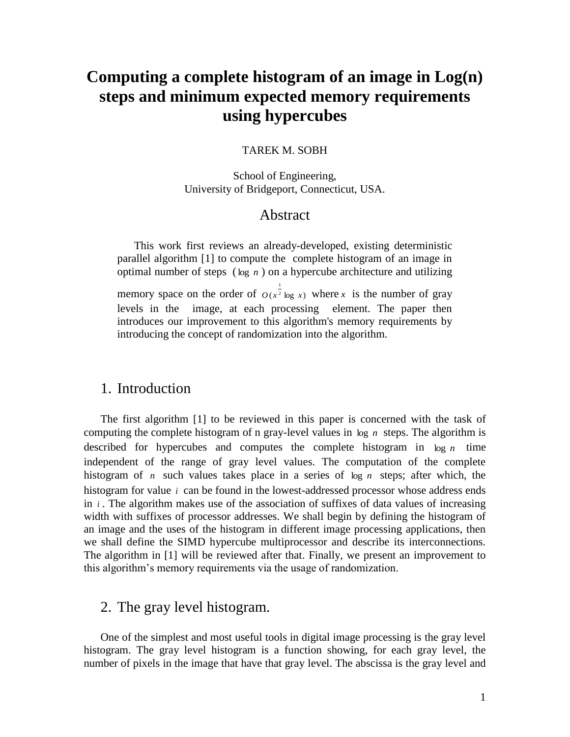# Computing a complete histogram of an image in Log(n) steps and minimum expected memory requirements using hypercubes

TAREK M. SOBH

School of Engineering,
University of Bridgeport, Connecticut, USA.

## Abstract

This work first reviews an already-developed, existing deterministic parallel algorithm [1] to compute the complete histogram of an image in optimal number of steps ($\log n$) on a hypercube architecture and utilizing memory space on the order of $O(x^{\frac{1}{2}} \log x)$ where $x$ is the number of gray levels in the image, at each processing element. The paper then introduces our improvement to this algorithm's memory requirements by introducing the concept of randomization into the algorithm.

## 1. Introduction

The first algorithm [1] to be reviewed in this paper is concerned with the task of computing the complete histogram of n gray-level values in $\log n$ steps. The algorithm is described for hypercubes and computes the complete histogram in $\log n$ time independent of the range of gray level values. The computation of the complete histogram of $n$ such values takes place in a series of $\log n$ steps; after which, the histogram for value $i$ can be found in the lowest-addressed processor whose address ends in $i$. The algorithm makes use of the association of suffixes of data values of increasing width with suffixes of processor addresses. We shall begin by defining the histogram of an image and the uses of the histogram in different image processing applications, then we shall define the SIMD hypercube multiprocessor and describe its interconnections. The algorithm in [1] will be reviewed after that. Finally, we present an improvement to this algorithm's memory requirements via the usage of randomization.

## 2. The gray level histogram.

One of the simplest and most useful tools in digital image processing is the gray level histogram. The gray level histogram is a function showing, for each gray level, the number of pixels in the image that have that gray level. The abscissa is the gray level and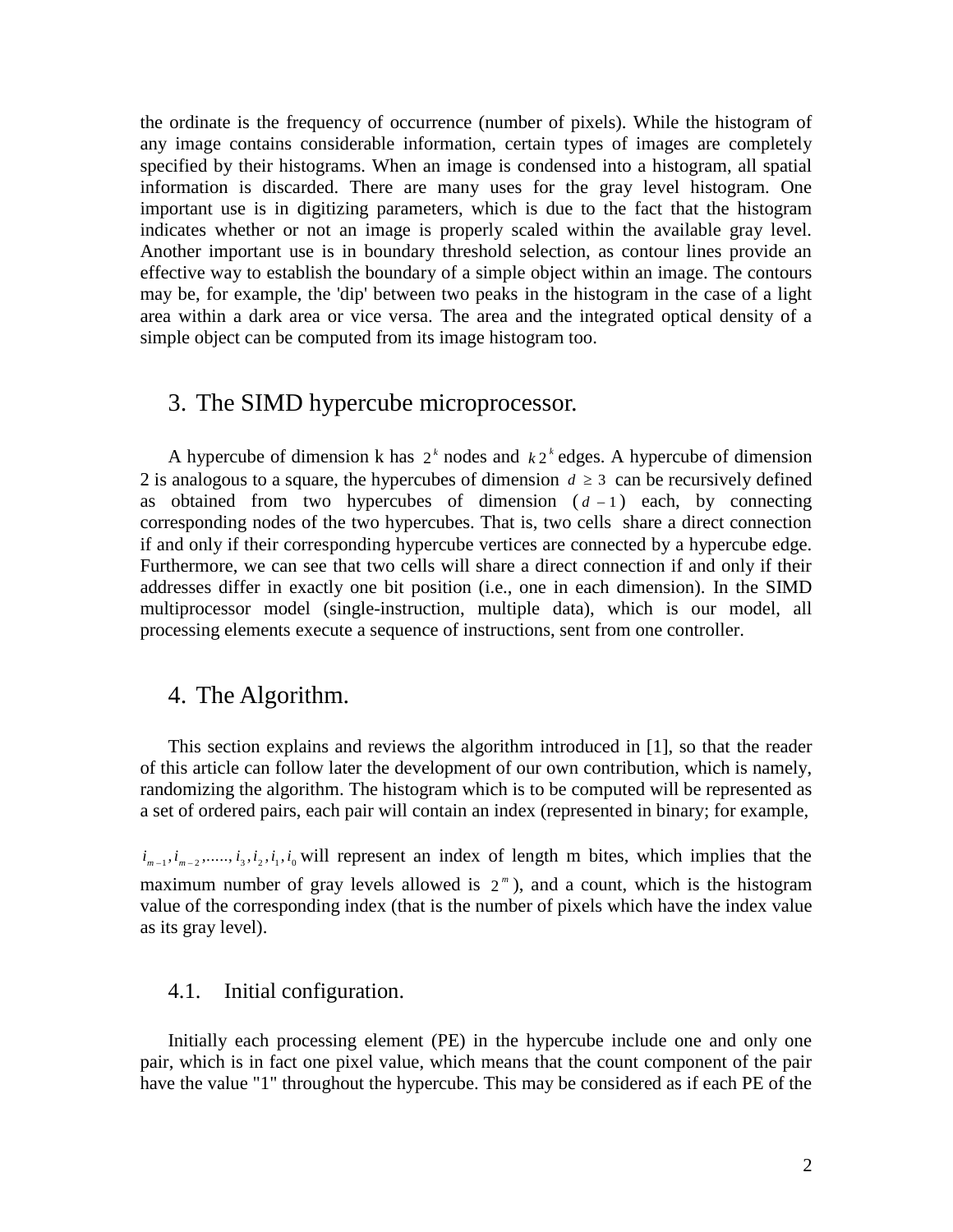the ordinate is the frequency of occurrence (number of pixels). While the histogram of any image contains considerable information, certain types of images are completely specified by their histograms. When an image is condensed into a histogram, all spatial information is discarded. There are many uses for the gray level histogram. One important use is in digitizing parameters, which is due to the fact that the histogram indicates whether or not an image is properly scaled within the available gray level. Another important use is in boundary threshold selection, as contour lines provide an effective way to establish the boundary of a simple object within an image. The contours may be, for example, the 'dip' between two peaks in the histogram in the case of a light area within a dark area or vice versa. The area and the integrated optical density of a simple object can be computed from its image histogram too.

## 3. The SIMD hypercube microprocessor.

A hypercube of dimension k has $2^k$ nodes and $k2^k$ edges. A hypercube of dimension 2 is analogous to a square, the hypercubes of dimension $d \geq 3$ can be recursively defined as obtained from two hypercubes of dimension $(d-1)$ each, by connecting corresponding nodes of the two hypercubes. That is, two cells share a direct connection if and only if their corresponding hypercube vertices are connected by a hypercube edge. Furthermore, we can see that two cells will share a direct connection if and only if their addresses differ in exactly one bit position (i.e., one in each dimension). In the SIMD multiprocessor model (single-instruction, multiple data), which is our model, all processing elements execute a sequence of instructions, sent from one controller.

## 4. The Algorithm.

This section explains and reviews the algorithm introduced in [1], so that the reader of this article can follow later the development of our own contribution, which is namely, randomizing the algorithm. The histogram which is to be computed will be represented as a set of ordered pairs, each pair will contain an index (represented in binary; for example, $i_{m-1}, i_{m-2}, \ldots, i_3, i_2, i_1, i_0$ will represent an index of length m bites, which implies that the maximum number of gray levels allowed is $2^m$), and a count, which is the histogram value of the corresponding index (that is the number of pixels which have the index value as its gray level).

### 4.1. Initial configuration.

Initially each processing element (PE) in the hypercube include one and only one pair, which is in fact one pixel value, which means that the count component of the pair have the value "1" throughout the hypercube. This may be considered as if each PE of the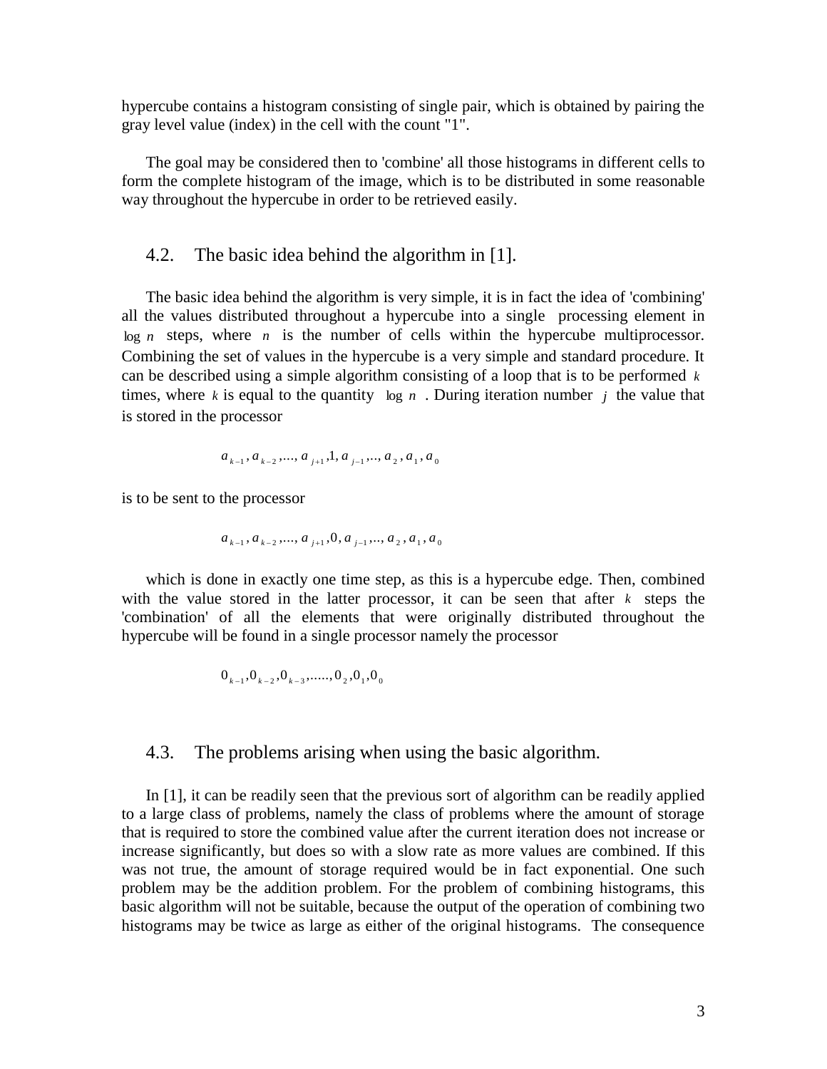hypercube contains a histogram consisting of single pair, which is obtained by pairing the gray level value (index) in the cell with the count "1".

The goal may be considered then to 'combine' all those histograms in different cells to form the complete histogram of the image, which is to be distributed in some reasonable way throughout the hypercube in order to be retrieved easily.

## 4.2. The basic idea behind the algorithm in [1].

The basic idea behind the algorithm is very simple, it is in fact the idea of 'combining' all the values distributed throughout a hypercube into a single processing element in $\log n$ steps, where $n$ is the number of cells within the hypercube multiprocessor. Combining the set of values in the hypercube is a very simple and standard procedure. It can be described using a simple algorithm consisting of a loop that is to be performed $k$ times, where $k$ is equal to the quantity $\log n$. During iteration number $j$ the value that is stored in the processor

$$a_{k-1}, a_{k-2}, ..., a_{j+1}, 1, a_{j-1}, .., a_2, a_1, a_0$$

is to be sent to the processor

$$a_{k-1}, a_{k-2}, ..., a_{j+1}, 0, a_{j-1}, .., a_2, a_1, a_0$$

which is done in exactly one time step, as this is a hypercube edge. Then, combined with the value stored in the latter processor, it can be seen that after $k$ steps the 'combination' of all the elements that were originally distributed throughout the hypercube will be found in a single processor namely the processor

$$0_{k-1}, 0_{k-2}, 0_{k-3}, ......, 0_2, 0_1, 0_0$$

## 4.3. The problems arising when using the basic algorithm.

In [1], it can be readily seen that the previous sort of algorithm can be readily applied to a large class of problems, namely the class of problems where the amount of storage that is required to store the combined value after the current iteration does not increase or increase significantly, but does so with a slow rate as more values are combined. If this was not true, the amount of storage required would be in fact exponential. One such problem may be the addition problem. For the problem of combining histograms, this basic algorithm will not be suitable, because the output of the operation of combining two histograms may be twice as large as either of the original histograms. The consequence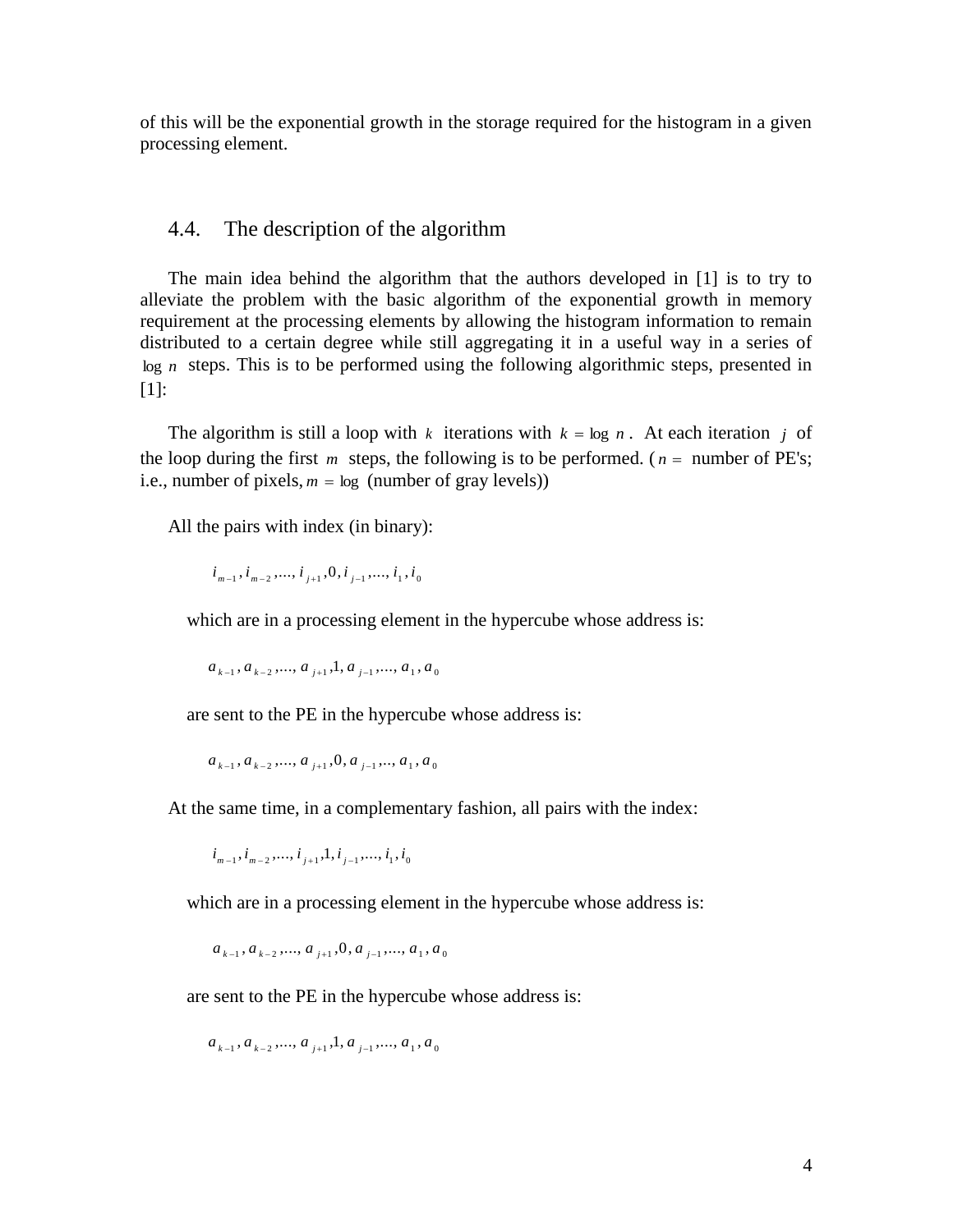of this will be the exponential growth in the storage required for the histogram in a given processing element.

## 4.4. The description of the algorithm

The main idea behind the algorithm that the authors developed in [1] is to try to alleviate the problem with the basic algorithm of the exponential growth in memory requirement at the processing elements by allowing the histogram information to remain distributed to a certain degree while still aggregating it in a useful way in a series of $\log n$ steps. This is to be performed using the following algorithmic steps, presented in [1]:

The algorithm is still a loop with $k$ iterations with $k = \log n$. At each iteration $j$ of the loop during the first $m$ steps, the following is to be performed. ($n =$ number of PE's; i.e., number of pixels, $m = \log$ (number of gray levels))

All the pairs with index (in binary):

$$i_{m-1}, i_{m-2}, ..., i_{j+1}, 0, i_{j-1}, ..., i_1, i_0$$

which are in a processing element in the hypercube whose address is:

$$a_{k-1}, a_{k-2}, ..., a_{j+1}, 1, a_{j-1}, ..., a_1, a_0$$

are sent to the PE in the hypercube whose address is:

$$a_{k-1}, a_{k-2}, ..., a_{j+1}, 0, a_{j-1}, .., a_1, a_0$$

At the same time, in a complementary fashion, all pairs with the index:

$$i_{m-1}, i_{m-2}, ..., i_{j+1}, 1, i_{j-1}, ..., i_1, i_0$$

which are in a processing element in the hypercube whose address is:

$$a_{k-1}, a_{k-2}, ..., a_{j+1}, 0, a_{j-1}, ..., a_1, a_0$$

are sent to the PE in the hypercube whose address is:

$$a_{k-1}, a_{k-2}, ..., a_{j+1}, 1, a_{j-1}, ..., a_1, a_0$$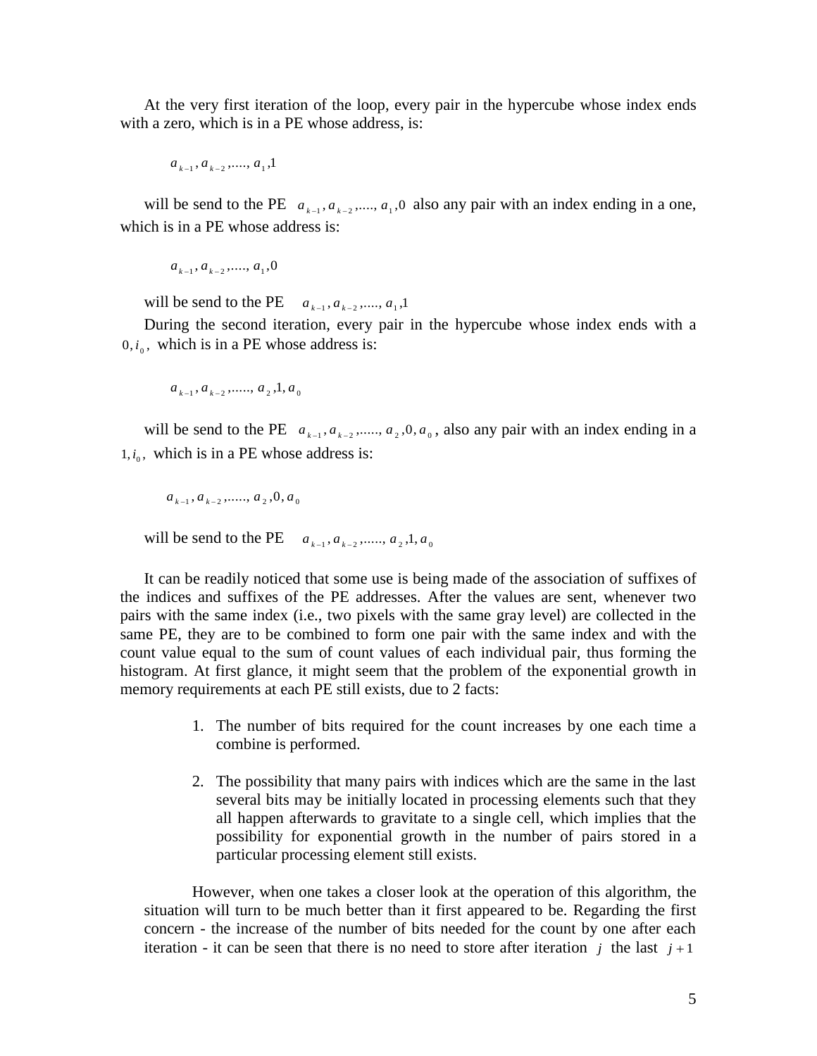At the very first iteration of the loop, every pair in the hypercube whose index ends with a zero, which is in a PE whose address, is:

$$a_{k-1}, a_{k-2}, ...., a_1, 1$$

will be send to the PE $a_{k-1}, a_{k-2}, ...., a_1, 0$ also any pair with an index ending in a one, which is in a PE whose address is:

$$a_{k-1}, a_{k-2}, ...., a_1, 0$$

will be send to the PE $a_{k-1}, a_{k-2}, ...., a_1, 1$

During the second iteration, every pair in the hypercube whose index ends with a $0, i_0,$ which is in a PE whose address is:

$$a_{k-1}, a_{k-2}, ....., a_2, 1, a_0$$

will be send to the PE $a_{k-1}, a_{k-2}, ....., a_2, 0, a_0$, also any pair with an index ending in a $1, i_0,$ which is in a PE whose address is:

$$a_{k-1}, a_{k-2}, ....., a_2, 0, a_0$$

will be send to the PE $a_{k-1}, a_{k-2}, ....., a_2, 1, a_0$

It can be readily noticed that some use is being made of the association of suffixes of the indices and suffixes of the PE addresses. After the values are sent, whenever two pairs with the same index (i.e., two pixels with the same gray level) are collected in the same PE, they are to be combined to form one pair with the same index and with the count value equal to the sum of count values of each individual pair, thus forming the histogram. At first glance, it might seem that the problem of the exponential growth in memory requirements at each PE still exists, due to 2 facts:

1. The number of bits required for the count increases by one each time a combine is performed.

2. The possibility that many pairs with indices which are the same in the last several bits may be initially located in processing elements such that they all happen afterwards to gravitate to a single cell, which implies that the possibility for exponential growth in the number of pairs stored in a particular processing element still exists.

However, when one takes a closer look at the operation of this algorithm, the situation will turn to be much better than it first appeared to be. Regarding the first concern - the increase of the number of bits needed for the count by one after each iteration - it can be seen that there is no need to store after iteration $j$ the last $j+1$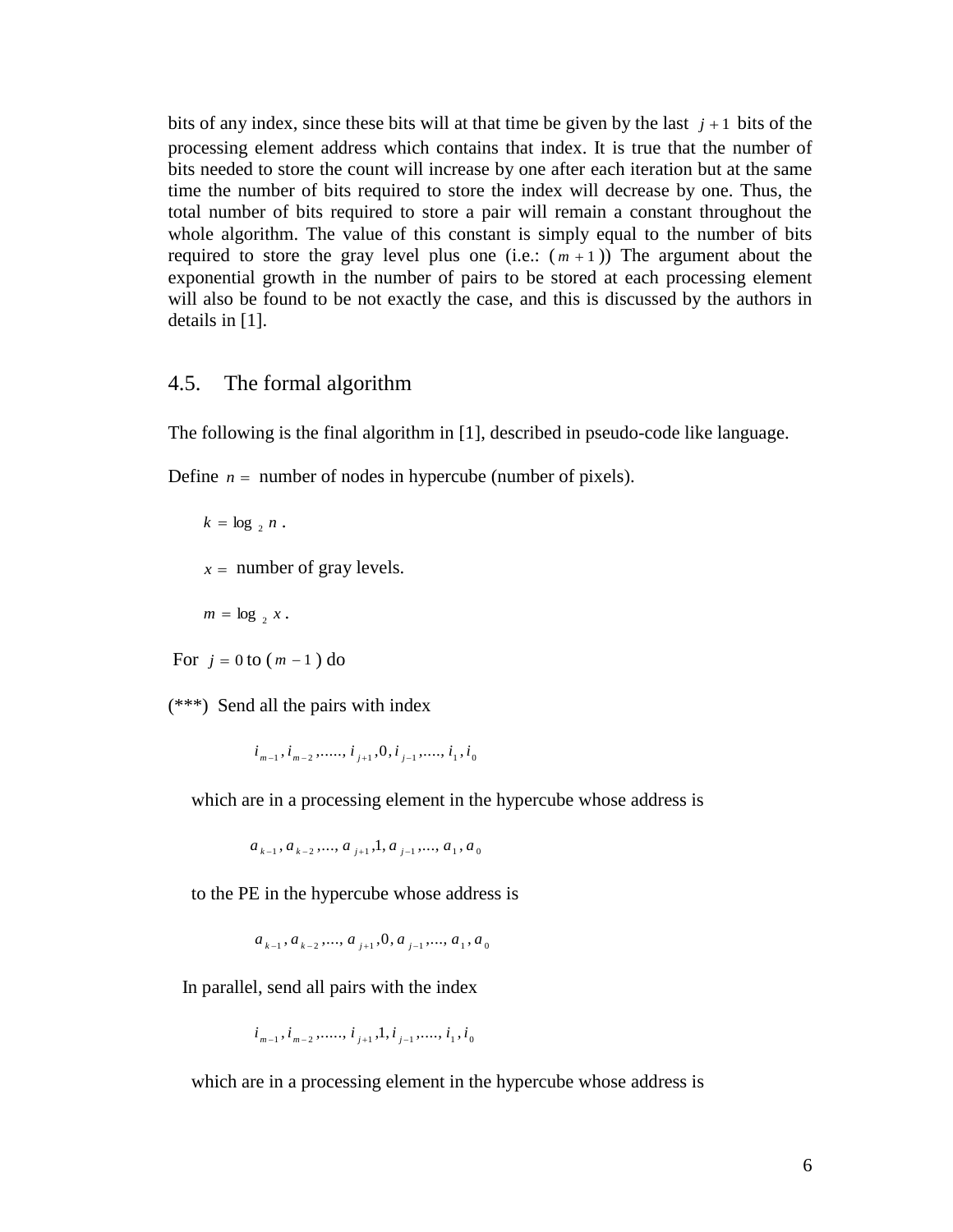bits of any index, since these bits will at that time be given by the last $j+1$ bits of the processing element address which contains that index. It is true that the number of bits needed to store the count will increase by one after each iteration but at the same time the number of bits required to store the index will decrease by one. Thus, the total number of bits required to store a pair will remain a constant throughout the whole algorithm. The value of this constant is simply equal to the number of bits required to store the gray level plus one (i.e.: $(m+1)$) The argument about the exponential growth in the number of pairs to be stored at each processing element will also be found to be not exactly the case, and this is discussed by the authors in details in [1].

## 4.5. The formal algorithm

The following is the final algorithm in [1], described in pseudo-code like language.

Define $n =$ number of nodes in hypercube (number of pixels).

$k = \log_2 n$ .

$x =$ number of gray levels.

$m = \log_2 x$ .

For $j = 0$ to $(m-1)$ do

(***) Send all the pairs with index

$$i_{m-1}, i_{m-2}, \ldots\ldots, i_{j+1}, 0, i_{j-1}, \ldots., i_1, i_0$$

which are in a processing element in the hypercube whose address is

$$a_{k-1}, a_{k-2}, \ldots, a_{j+1}, 1, a_{j-1}, \ldots, a_1, a_0$$

to the PE in the hypercube whose address is

$$a_{k-1}, a_{k-2}, \ldots, a_{j+1}, 0, a_{j-1}, \ldots, a_1, a_0$$

In parallel, send all pairs with the index

$$i_{m-1}, i_{m-2}, \ldots\ldots, i_{j+1}, 1, i_{j-1}, \ldots., i_1, i_0$$

which are in a processing element in the hypercube whose address is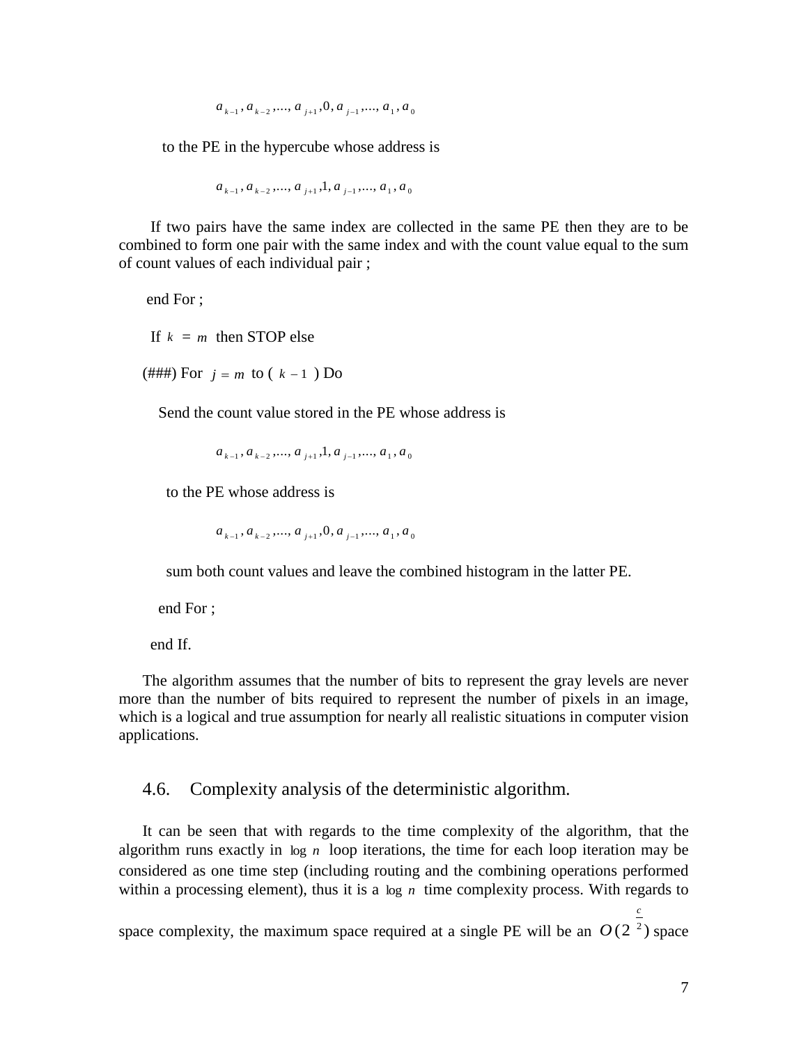$$a_{k-1}, a_{k-2}, ..., a_{j+1}, 0, a_{j-1}, ..., a_1, a_0$$

to the PE in the hypercube whose address is

$$a_{k-1}, a_{k-2}, ..., a_{j+1}, 1, a_{j-1}, ..., a_1, a_0$$

If two pairs have the same index are collected in the same PE then they are to be combined to form one pair with the same index and with the count value equal to the sum of count values of each individual pair ;

end For ;

If $k = m$ then STOP else

(###) For $j = m$ to ( $k - 1$ ) Do

Send the count value stored in the PE whose address is

$$a_{k-1}, a_{k-2}, ..., a_{j+1}, 1, a_{j-1}, ..., a_1, a_0$$

to the PE whose address is

$$a_{k-1}, a_{k-2}, ..., a_{j+1}, 0, a_{j-1}, ..., a_1, a_0$$

sum both count values and leave the combined histogram in the latter PE.

end For ;

end If.

The algorithm assumes that the number of bits to represent the gray levels are never more than the number of bits required to represent the number of pixels in an image, which is a logical and true assumption for nearly all realistic situations in computer vision applications.

## 4.6. Complexity analysis of the deterministic algorithm.

It can be seen that with regards to the time complexity of the algorithm, that the algorithm runs exactly in $\log n$ loop iterations, the time for each loop iteration may be considered as one time step (including routing and the combining operations performed within a processing element), thus it is a $\log n$ time complexity process. With regards to space complexity, the maximum space required at a single PE will be an $O(2^{\frac{c}{2}})$ space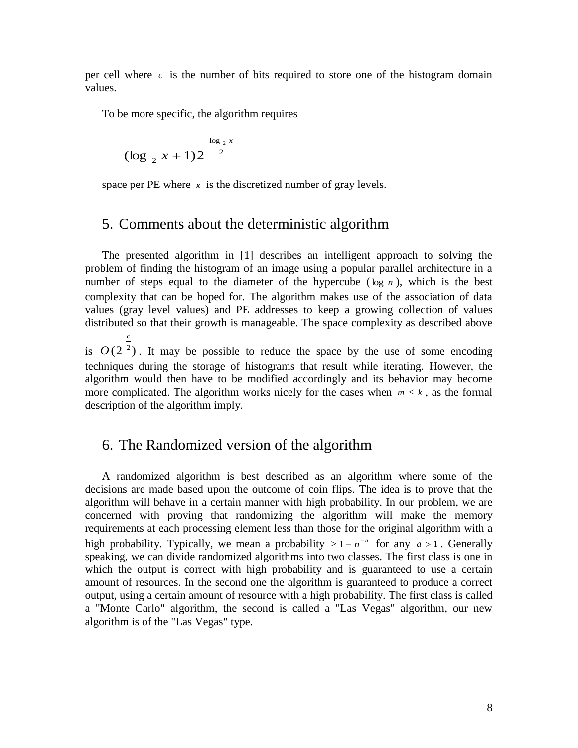per cell where $c$ is the number of bits required to store one of the histogram domain values.

To be more specific, the algorithm requires

$$(\log_2 x + 1)2^{\frac{\log_2 x}{2}}$$

space per PE where $x$ is the discretized number of gray levels.

## 5. Comments about the deterministic algorithm

The presented algorithm in [1] describes an intelligent approach to solving the problem of finding the histogram of an image using a popular parallel architecture in a number of steps equal to the diameter of the hypercube ($\log n$), which is the best complexity that can be hoped for. The algorithm makes use of the association of data values (gray level values) and PE addresses to keep a growing collection of values distributed so that their growth is manageable. The space complexity as described above is $O(2^{\frac{c}{2}})$. It may be possible to reduce the space by the use of some encoding techniques during the storage of histograms that result while iterating. However, the algorithm would then have to be modified accordingly and its behavior may become more complicated. The algorithm works nicely for the cases when $m \leq k$, as the formal description of the algorithm imply.

## 6. The Randomized version of the algorithm

A randomized algorithm is best described as an algorithm where some of the decisions are made based upon the outcome of coin flips. The idea is to prove that the algorithm will behave in a certain manner with high probability. In our problem, we are concerned with proving that randomizing the algorithm will make the memory requirements at each processing element less than those for the original algorithm with a high probability. Typically, we mean a probability $\geq 1 - n^{-a}$ for any $a > 1$. Generally speaking, we can divide randomized algorithms into two classes. The first class is one in which the output is correct with high probability and is guaranteed to use a certain amount of resources. In the second one the algorithm is guaranteed to produce a correct output, using a certain amount of resource with a high probability. The first class is called a "Monte Carlo" algorithm, the second is called a "Las Vegas" algorithm, our new algorithm is of the "Las Vegas" type.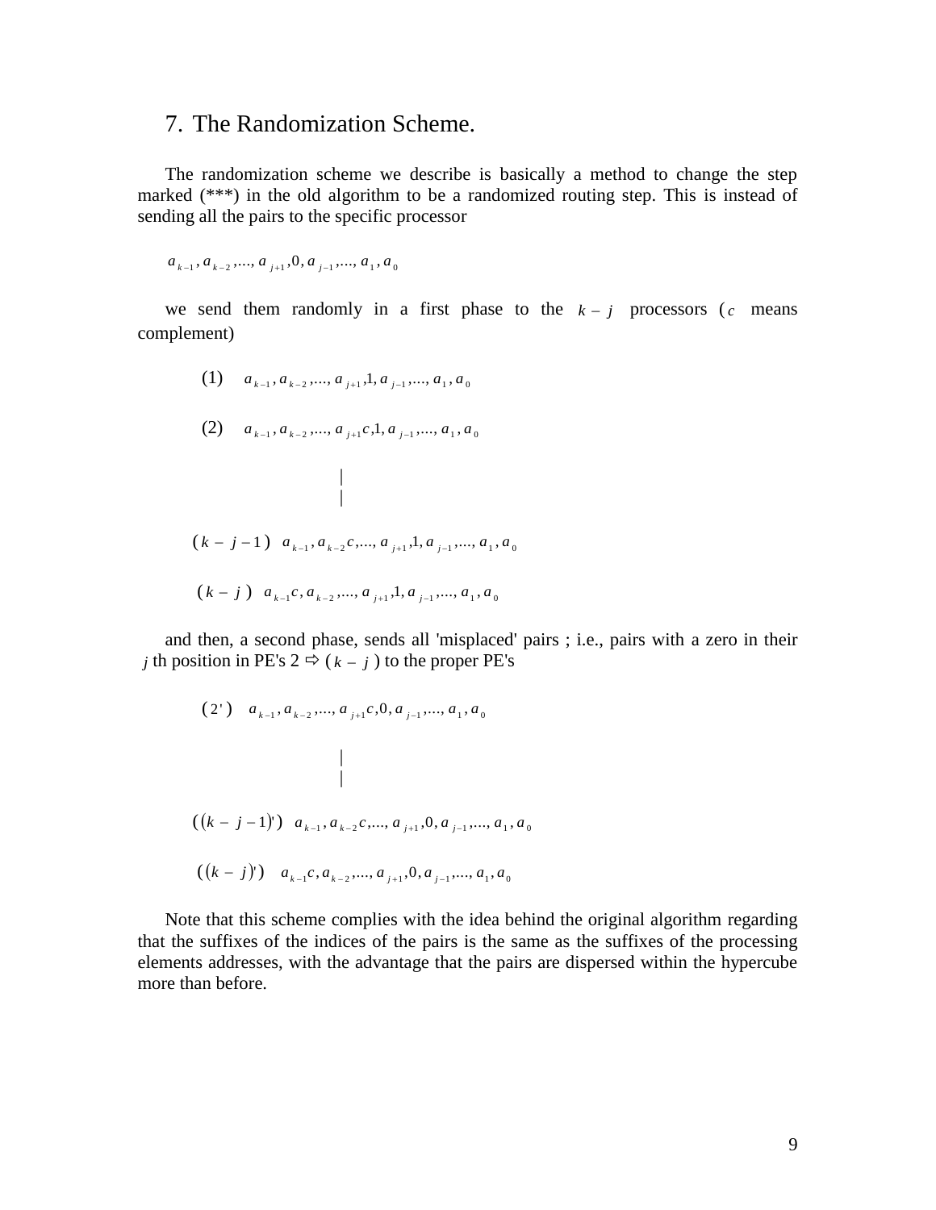## 7. The Randomization Scheme.

The randomization scheme we describe is basically a method to change the step marked (***) in the old algorithm to be a randomized routing step. This is instead of sending all the pairs to the specific processor

$$a_{k-1}, a_{k-2}, ..., a_{j+1}, 0, a_{j-1}, ..., a_1, a_0$$

we send them randomly in a first phase to the $k-j$ processors ($c$ means complement)

$$(1) \quad a_{k-1}, a_{k-2}, ..., a_{j+1}, 1, a_{j-1}, ..., a_1, a_0$$

$$(2) \quad a_{k-1}, a_{k-2}, ..., a_{j+1}c, 1, a_{j-1}, ..., a_1, a_0$$

|
|

$$(k-j-1) \quad a_{k-1}, a_{k-2}c, ..., a_{j+1}, 1, a_{j-1}, ..., a_1, a_0$$

$$(k-j) \quad a_{k-1}c, a_{k-2}, ..., a_{j+1}, 1, a_{j-1}, ..., a_1, a_0$$

and then, a second phase, sends all 'misplaced' pairs ; i.e., pairs with a zero in their $j$ th position in PE's 2 ⇨ ($k-j$) to the proper PE's

$$(2') \quad a_{k-1}, a_{k-2}, ..., a_{j+1}c, 0, a_{j-1}, ..., a_1, a_0$$

|
|

$$((k-j-1)') \quad a_{k-1}, a_{k-2}c, ..., a_{j+1}, 0, a_{j-1}, ..., a_1, a_0$$

$$((k-j)') \quad a_{k-1}c, a_{k-2}, ..., a_{j+1}, 0, a_{j-1}, ..., a_1, a_0$$

Note that this scheme complies with the idea behind the original algorithm regarding that the suffixes of the indices of the pairs is the same as the suffixes of the processing elements addresses, with the advantage that the pairs are dispersed within the hypercube more than before.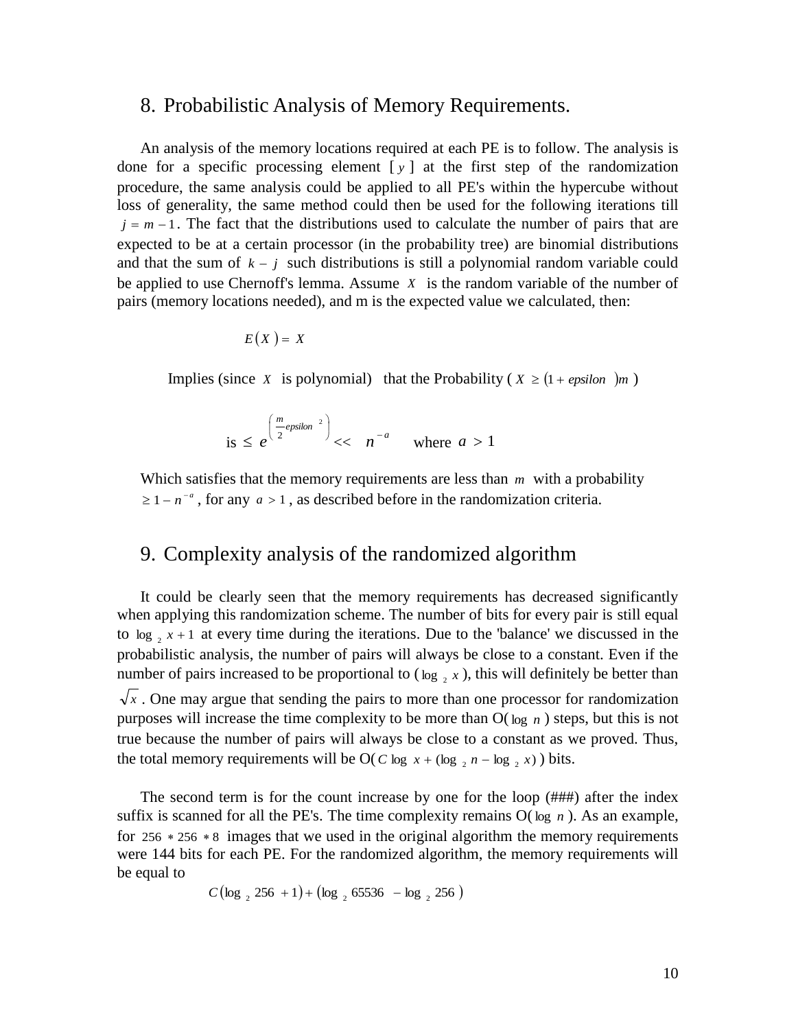## 8. Probabilistic Analysis of Memory Requirements.

An analysis of the memory locations required at each PE is to follow. The analysis is done for a specific processing element $[y]$ at the first step of the randomization procedure, the same analysis could be applied to all PE's within the hypercube without loss of generality, the same method could then be used for the following iterations till $j = m - 1$. The fact that the distributions used to calculate the number of pairs that are expected to be at a certain processor (in the probability tree) are binomial distributions and that the sum of $k - j$ such distributions is still a polynomial random variable could be applied to use Chernoff's lemma. Assume $X$ is the random variable of the number of pairs (memory locations needed), and m is the expected value we calculated, then:

$$E(X) = X$$

Implies (since $X$ is polynomial) that the Probability ( $X \geq (1 + epsilon)m$ )

is $\leq e^{\left(\frac{m}{2} epsilon^{2}\right)} << n^{-a}$ where $a > 1$

Which satisfies that the memory requirements are less than $m$ with a probability $\geq 1 - n^{-a}$, for any $a > 1$, as described before in the randomization criteria.

## 9. Complexity analysis of the randomized algorithm

It could be clearly seen that the memory requirements has decreased significantly when applying this randomization scheme. The number of bits for every pair is still equal to $\log_2 x + 1$ at every time during the iterations. Due to the 'balance' we discussed in the probabilistic analysis, the number of pairs will always be close to a constant. Even if the number of pairs increased to be proportional to ( $\log_2 x$ ), this will definitely be better than $\sqrt{x}$. One may argue that sending the pairs to more than one processor for randomization purposes will increase the time complexity to be more than O( $\log n$ ) steps, but this is not true because the number of pairs will always be close to a constant as we proved. Thus, the total memory requirements will be O( $C \log x + (\log_2 n - \log_2 x)$ ) bits.

The second term is for the count increase by one for the loop (###) after the index suffix is scanned for all the PE's. The time complexity remains O( $\log n$ ). As an example, for $256 * 256 * 8$ images that we used in the original algorithm the memory requirements were 144 bits for each PE. For the randomized algorithm, the memory requirements will be equal to

$$C(\log_2 256 + 1) + (\log_2 65536 - \log_2 256)$$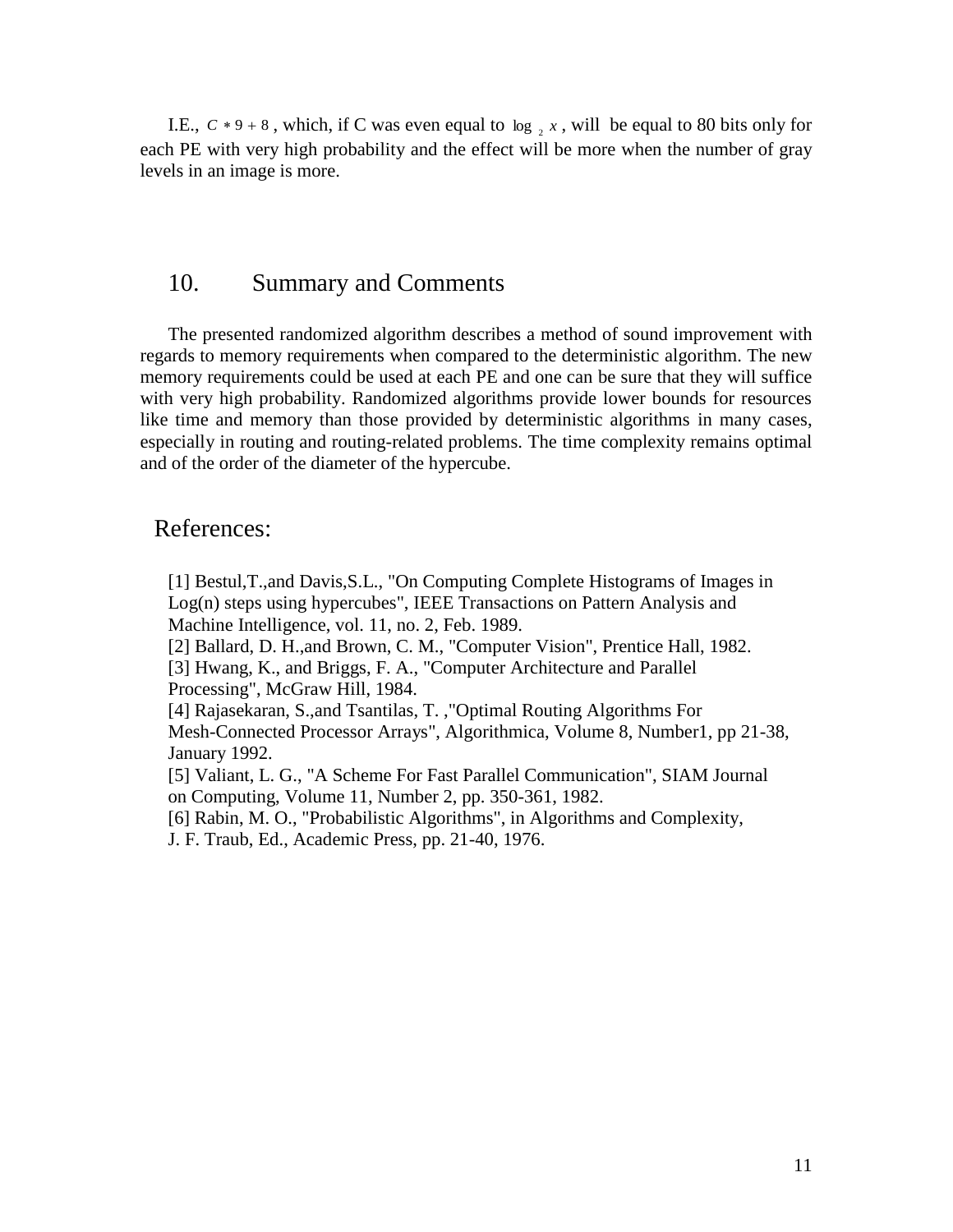I.E., $C * 9 + 8$, which, if C was even equal to $\log_2 x$, will be equal to 80 bits only for each PE with very high probability and the effect will be more when the number of gray levels in an image is more.

## 10. Summary and Comments

The presented randomized algorithm describes a method of sound improvement with regards to memory requirements when compared to the deterministic algorithm. The new memory requirements could be used at each PE and one can be sure that they will suffice with very high probability. Randomized algorithms provide lower bounds for resources like time and memory than those provided by deterministic algorithms in many cases, especially in routing and routing-related problems. The time complexity remains optimal and of the order of the diameter of the hypercube.

## References:

[1] Bestul,T.,and Davis,S.L., "On Computing Complete Histograms of Images in Log(n) steps using hypercubes", IEEE Transactions on Pattern Analysis and Machine Intelligence, vol. 11, no. 2, Feb. 1989.

[2] Ballard, D. H.,and Brown, C. M., "Computer Vision", Prentice Hall, 1982.

[3] Hwang, K., and Briggs, F. A., "Computer Architecture and Parallel Processing", McGraw Hill, 1984.

[4] Rajasekaran, S.,and Tsantilas, T. ,"Optimal Routing Algorithms For Mesh-Connected Processor Arrays", Algorithmica, Volume 8, Number1, pp 21-38, January 1992.

[5] Valiant, L. G., "A Scheme For Fast Parallel Communication", SIAM Journal on Computing, Volume 11, Number 2, pp. 350-361, 1982.

[6] Rabin, M. O., "Probabilistic Algorithms", in Algorithms and Complexity, J. F. Traub, Ed., Academic Press, pp. 21-40, 1976.